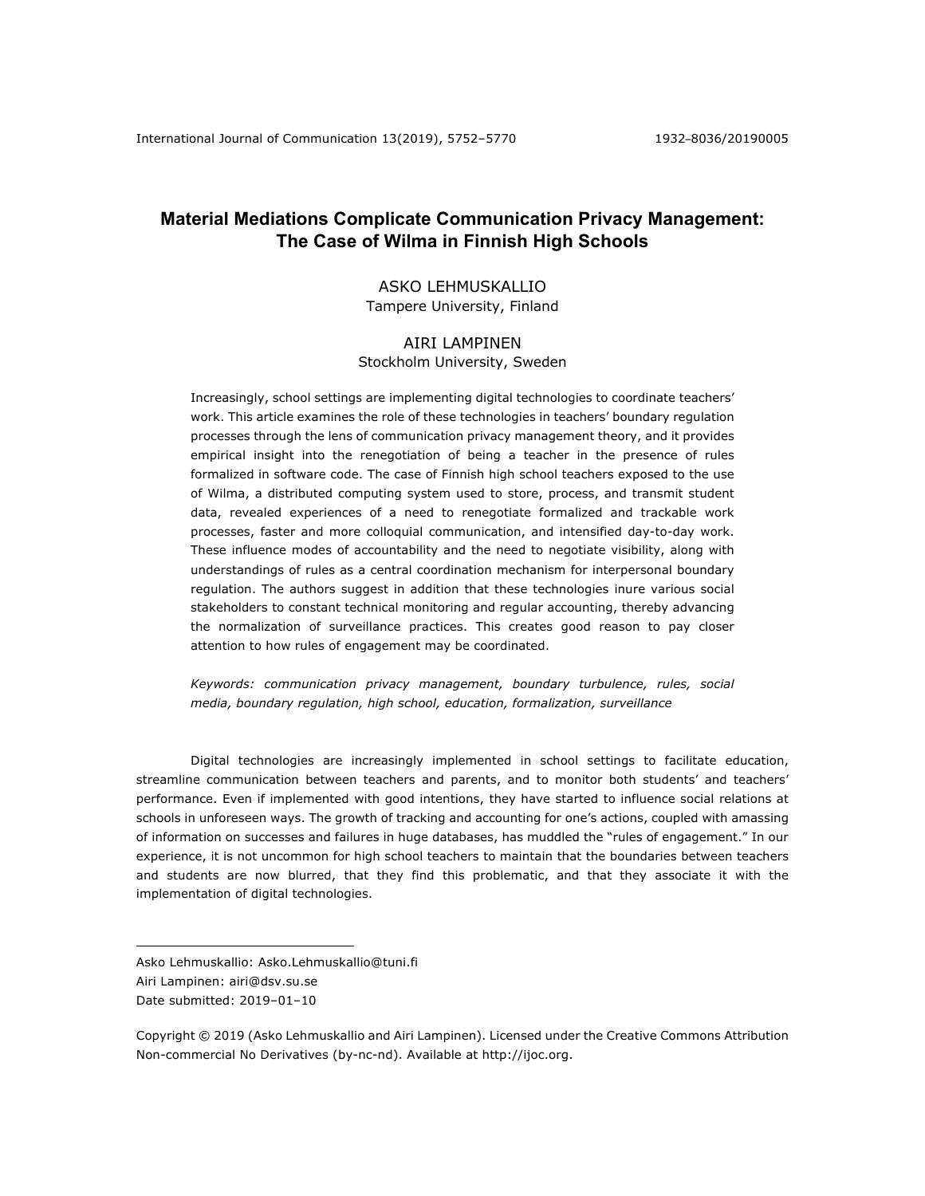# Material Mediations Complicate Communication Privacy Management: The Case of Wilma in Finnish High Schools

ASKO LEHMUSKALLIO
Tampere University, Finland

AIRI LAMPINEN
Stockholm University, Sweden

Increasingly, school settings are implementing digital technologies to coordinate teachers' work. This article examines the role of these technologies in teachers' boundary regulation processes through the lens of communication privacy management theory, and it provides empirical insight into the renegotiation of being a teacher in the presence of rules formalized in software code. The case of Finnish high school teachers exposed to the use of Wilma, a distributed computing system used to store, process, and transmit student data, revealed experiences of a need to renegotiate formalized and trackable work processes, faster and more colloquial communication, and intensified day-to-day work. These influence modes of accountability and the need to negotiate visibility, along with understandings of rules as a central coordination mechanism for interpersonal boundary regulation. The authors suggest in addition that these technologies inure various social stakeholders to constant technical monitoring and regular accounting, thereby advancing the normalization of surveillance practices. This creates good reason to pay closer attention to how rules of engagement may be coordinated.

*Keywords: communication privacy management, boundary turbulence, rules, social media, boundary regulation, high school, education, formalization, surveillance*

Digital technologies are increasingly implemented in school settings to facilitate education, streamline communication between teachers and parents, and to monitor both students' and teachers' performance. Even if implemented with good intentions, they have started to influence social relations at schools in unforeseen ways. The growth of tracking and accounting for one's actions, coupled with amassing of information on successes and failures in huge databases, has muddled the "rules of engagement." In our experience, it is not uncommon for high school teachers to maintain that the boundaries between teachers and students are now blurred, that they find this problematic, and that they associate it with the implementation of digital technologies.

---

Asko Lehmuskallio: Asko.Lehmuskallio@tuni.fi
Airi Lampinen: airi@dsv.su.se
Date submitted: 2019–01–10

Copyright © 2019 (Asko Lehmuskallio and Airi Lampinen). Licensed under the Creative Commons Attribution Non-commercial No Derivatives (by-nc-nd). Available at http://ijoc.org.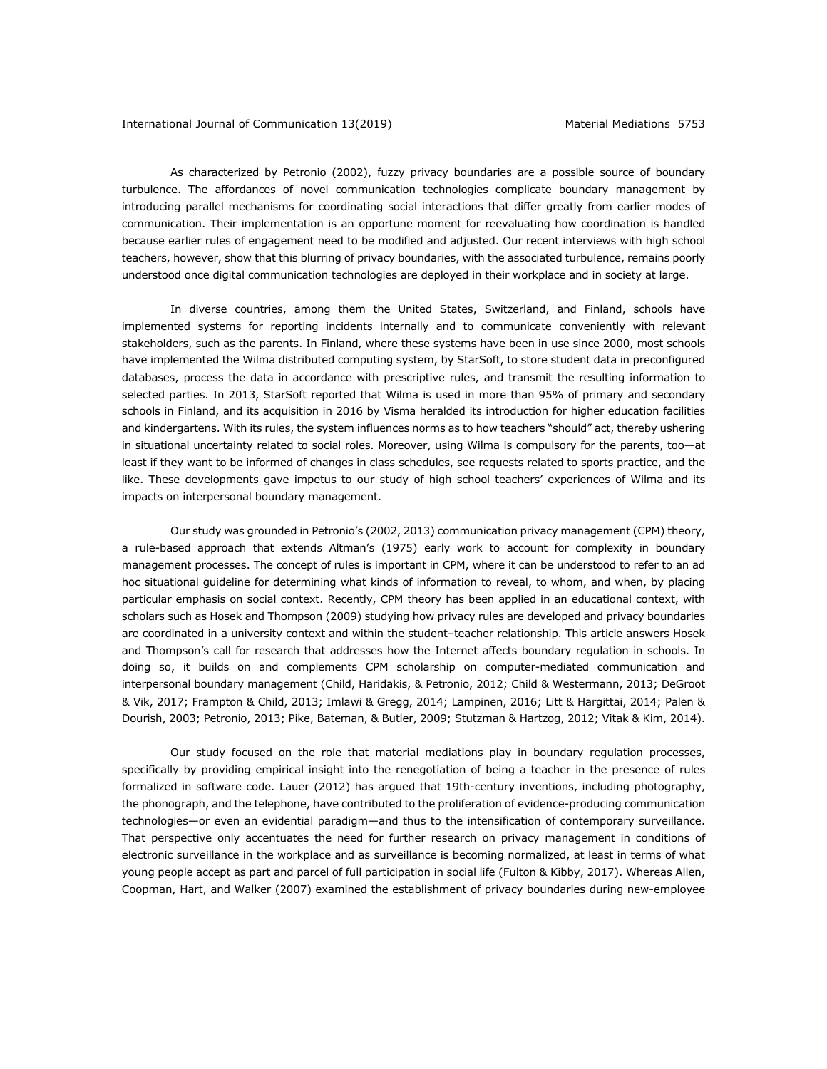As characterized by Petronio (2002), fuzzy privacy boundaries are a possible source of boundary turbulence. The affordances of novel communication technologies complicate boundary management by introducing parallel mechanisms for coordinating social interactions that differ greatly from earlier modes of communication. Their implementation is an opportune moment for reevaluating how coordination is handled because earlier rules of engagement need to be modified and adjusted. Our recent interviews with high school teachers, however, show that this blurring of privacy boundaries, with the associated turbulence, remains poorly understood once digital communication technologies are deployed in their workplace and in society at large.

In diverse countries, among them the United States, Switzerland, and Finland, schools have implemented systems for reporting incidents internally and to communicate conveniently with relevant stakeholders, such as the parents. In Finland, where these systems have been in use since 2000, most schools have implemented the Wilma distributed computing system, by StarSoft, to store student data in preconfigured databases, process the data in accordance with prescriptive rules, and transmit the resulting information to selected parties. In 2013, StarSoft reported that Wilma is used in more than 95% of primary and secondary schools in Finland, and its acquisition in 2016 by Visma heralded its introduction for higher education facilities and kindergartens. With its rules, the system influences norms as to how teachers "should" act, thereby ushering in situational uncertainty related to social roles. Moreover, using Wilma is compulsory for the parents, too—at least if they want to be informed of changes in class schedules, see requests related to sports practice, and the like. These developments gave impetus to our study of high school teachers' experiences of Wilma and its impacts on interpersonal boundary management.

Our study was grounded in Petronio's (2002, 2013) communication privacy management (CPM) theory, a rule-based approach that extends Altman's (1975) early work to account for complexity in boundary management processes. The concept of rules is important in CPM, where it can be understood to refer to an ad hoc situational guideline for determining what kinds of information to reveal, to whom, and when, by placing particular emphasis on social context. Recently, CPM theory has been applied in an educational context, with scholars such as Hosek and Thompson (2009) studying how privacy rules are developed and privacy boundaries are coordinated in a university context and within the student–teacher relationship. This article answers Hosek and Thompson's call for research that addresses how the Internet affects boundary regulation in schools. In doing so, it builds on and complements CPM scholarship on computer-mediated communication and interpersonal boundary management (Child, Haridakis, & Petronio, 2012; Child & Westermann, 2013; DeGroot & Vik, 2017; Frampton & Child, 2013; Imlawi & Gregg, 2014; Lampinen, 2016; Litt & Hargittai, 2014; Palen & Dourish, 2003; Petronio, 2013; Pike, Bateman, & Butler, 2009; Stutzman & Hartzog, 2012; Vitak & Kim, 2014).

Our study focused on the role that material mediations play in boundary regulation processes, specifically by providing empirical insight into the renegotiation of being a teacher in the presence of rules formalized in software code. Lauer (2012) has argued that 19th-century inventions, including photography, the phonograph, and the telephone, have contributed to the proliferation of evidence-producing communication technologies—or even an evidential paradigm—and thus to the intensification of contemporary surveillance. That perspective only accentuates the need for further research on privacy management in conditions of electronic surveillance in the workplace and as surveillance is becoming normalized, at least in terms of what young people accept as part and parcel of full participation in social life (Fulton & Kibby, 2017). Whereas Allen, Coopman, Hart, and Walker (2007) examined the establishment of privacy boundaries during new-employee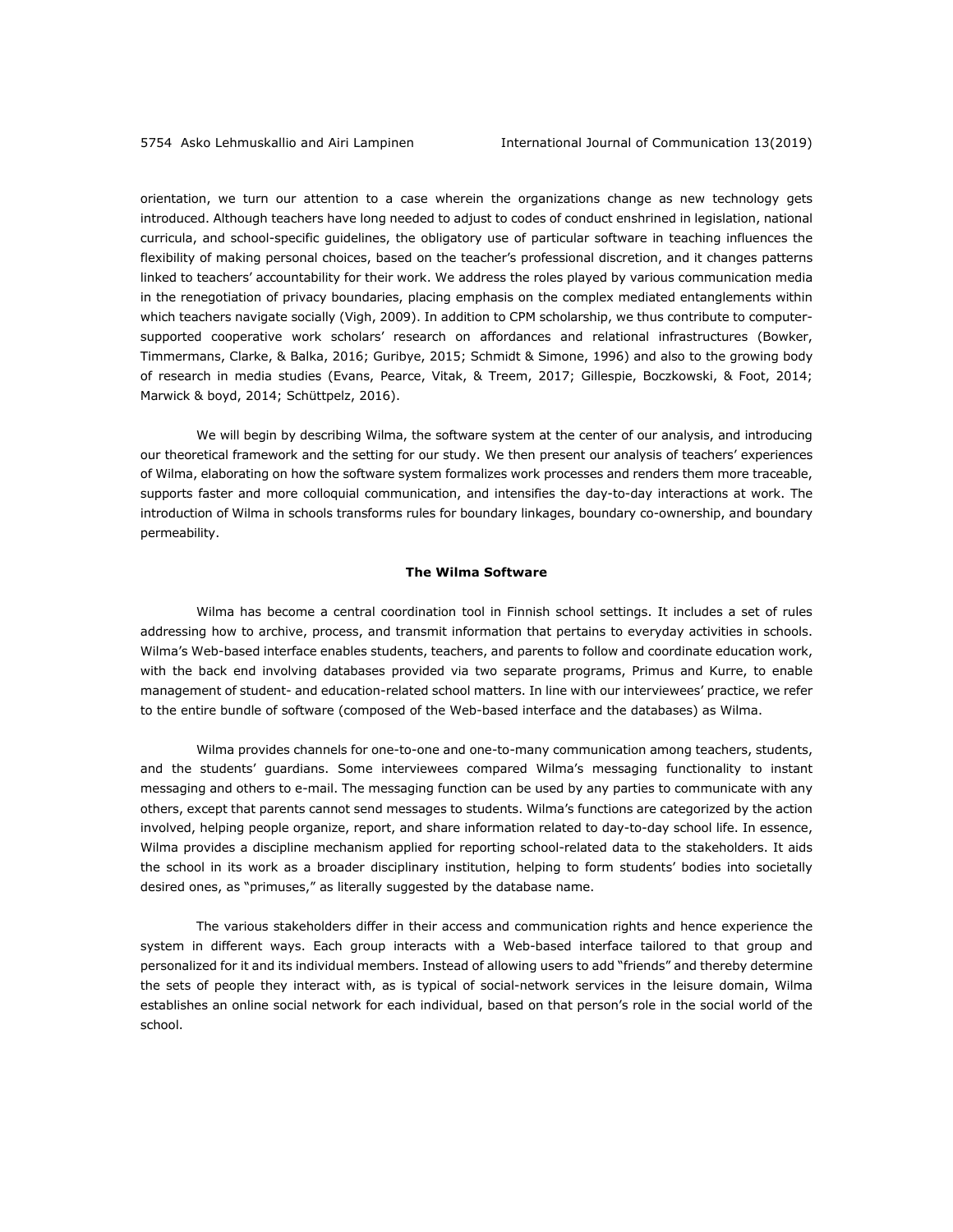orientation, we turn our attention to a case wherein the organizations change as new technology gets introduced. Although teachers have long needed to adjust to codes of conduct enshrined in legislation, national curricula, and school-specific guidelines, the obligatory use of particular software in teaching influences the flexibility of making personal choices, based on the teacher's professional discretion, and it changes patterns linked to teachers' accountability for their work. We address the roles played by various communication media in the renegotiation of privacy boundaries, placing emphasis on the complex mediated entanglements within which teachers navigate socially (Vigh, 2009). In addition to CPM scholarship, we thus contribute to computer-supported cooperative work scholars' research on affordances and relational infrastructures (Bowker, Timmermans, Clarke, & Balka, 2016; Guribye, 2015; Schmidt & Simone, 1996) and also to the growing body of research in media studies (Evans, Pearce, Vitak, & Treem, 2017; Gillespie, Boczkowski, & Foot, 2014; Marwick & boyd, 2014; Schüttpelz, 2016).

We will begin by describing Wilma, the software system at the center of our analysis, and introducing our theoretical framework and the setting for our study. We then present our analysis of teachers' experiences of Wilma, elaborating on how the software system formalizes work processes and renders them more traceable, supports faster and more colloquial communication, and intensifies the day-to-day interactions at work. The introduction of Wilma in schools transforms rules for boundary linkages, boundary co-ownership, and boundary permeability.

## The Wilma Software

Wilma has become a central coordination tool in Finnish school settings. It includes a set of rules addressing how to archive, process, and transmit information that pertains to everyday activities in schools. Wilma's Web-based interface enables students, teachers, and parents to follow and coordinate education work, with the back end involving databases provided via two separate programs, Primus and Kurre, to enable management of student- and education-related school matters. In line with our interviewees' practice, we refer to the entire bundle of software (composed of the Web-based interface and the databases) as Wilma.

Wilma provides channels for one-to-one and one-to-many communication among teachers, students, and the students' guardians. Some interviewees compared Wilma's messaging functionality to instant messaging and others to e-mail. The messaging function can be used by any parties to communicate with any others, except that parents cannot send messages to students. Wilma's functions are categorized by the action involved, helping people organize, report, and share information related to day-to-day school life. In essence, Wilma provides a discipline mechanism applied for reporting school-related data to the stakeholders. It aids the school in its work as a broader disciplinary institution, helping to form students' bodies into societally desired ones, as "primuses," as literally suggested by the database name.

The various stakeholders differ in their access and communication rights and hence experience the system in different ways. Each group interacts with a Web-based interface tailored to that group and personalized for it and its individual members. Instead of allowing users to add "friends" and thereby determine the sets of people they interact with, as is typical of social-network services in the leisure domain, Wilma establishes an online social network for each individual, based on that person's role in the social world of the school.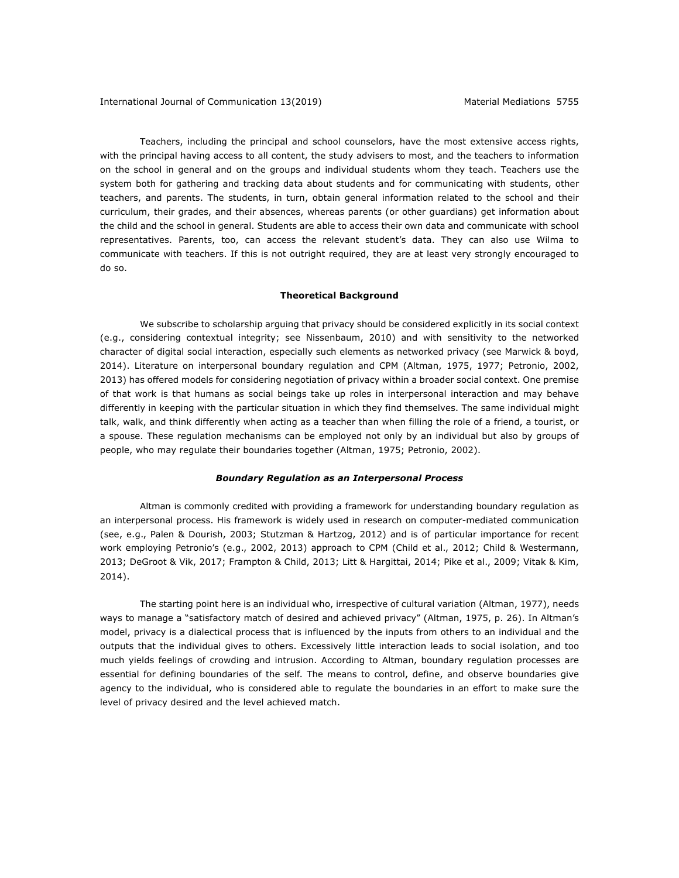Teachers, including the principal and school counselors, have the most extensive access rights, with the principal having access to all content, the study advisers to most, and the teachers to information on the school in general and on the groups and individual students whom they teach. Teachers use the system both for gathering and tracking data about students and for communicating with students, other teachers, and parents. The students, in turn, obtain general information related to the school and their curriculum, their grades, and their absences, whereas parents (or other guardians) get information about the child and the school in general. Students are able to access their own data and communicate with school representatives. Parents, too, can access the relevant student's data. They can also use Wilma to communicate with teachers. If this is not outright required, they are at least very strongly encouraged to do so.

## Theoretical Background

We subscribe to scholarship arguing that privacy should be considered explicitly in its social context (e.g., considering contextual integrity; see Nissenbaum, 2010) and with sensitivity to the networked character of digital social interaction, especially such elements as networked privacy (see Marwick & boyd, 2014). Literature on interpersonal boundary regulation and CPM (Altman, 1975, 1977; Petronio, 2002, 2013) has offered models for considering negotiation of privacy within a broader social context. One premise of that work is that humans as social beings take up roles in interpersonal interaction and may behave differently in keeping with the particular situation in which they find themselves. The same individual might talk, walk, and think differently when acting as a teacher than when filling the role of a friend, a tourist, or a spouse. These regulation mechanisms can be employed not only by an individual but also by groups of people, who may regulate their boundaries together (Altman, 1975; Petronio, 2002).

### *Boundary Regulation as an Interpersonal Process*

Altman is commonly credited with providing a framework for understanding boundary regulation as an interpersonal process. His framework is widely used in research on computer-mediated communication (see, e.g., Palen & Dourish, 2003; Stutzman & Hartzog, 2012) and is of particular importance for recent work employing Petronio's (e.g., 2002, 2013) approach to CPM (Child et al., 2012; Child & Westermann, 2013; DeGroot & Vik, 2017; Frampton & Child, 2013; Litt & Hargittai, 2014; Pike et al., 2009; Vitak & Kim, 2014).

The starting point here is an individual who, irrespective of cultural variation (Altman, 1977), needs ways to manage a "satisfactory match of desired and achieved privacy" (Altman, 1975, p. 26). In Altman's model, privacy is a dialectical process that is influenced by the inputs from others to an individual and the outputs that the individual gives to others. Excessively little interaction leads to social isolation, and too much yields feelings of crowding and intrusion. According to Altman, boundary regulation processes are essential for defining boundaries of the self. The means to control, define, and observe boundaries give agency to the individual, who is considered able to regulate the boundaries in an effort to make sure the level of privacy desired and the level achieved match.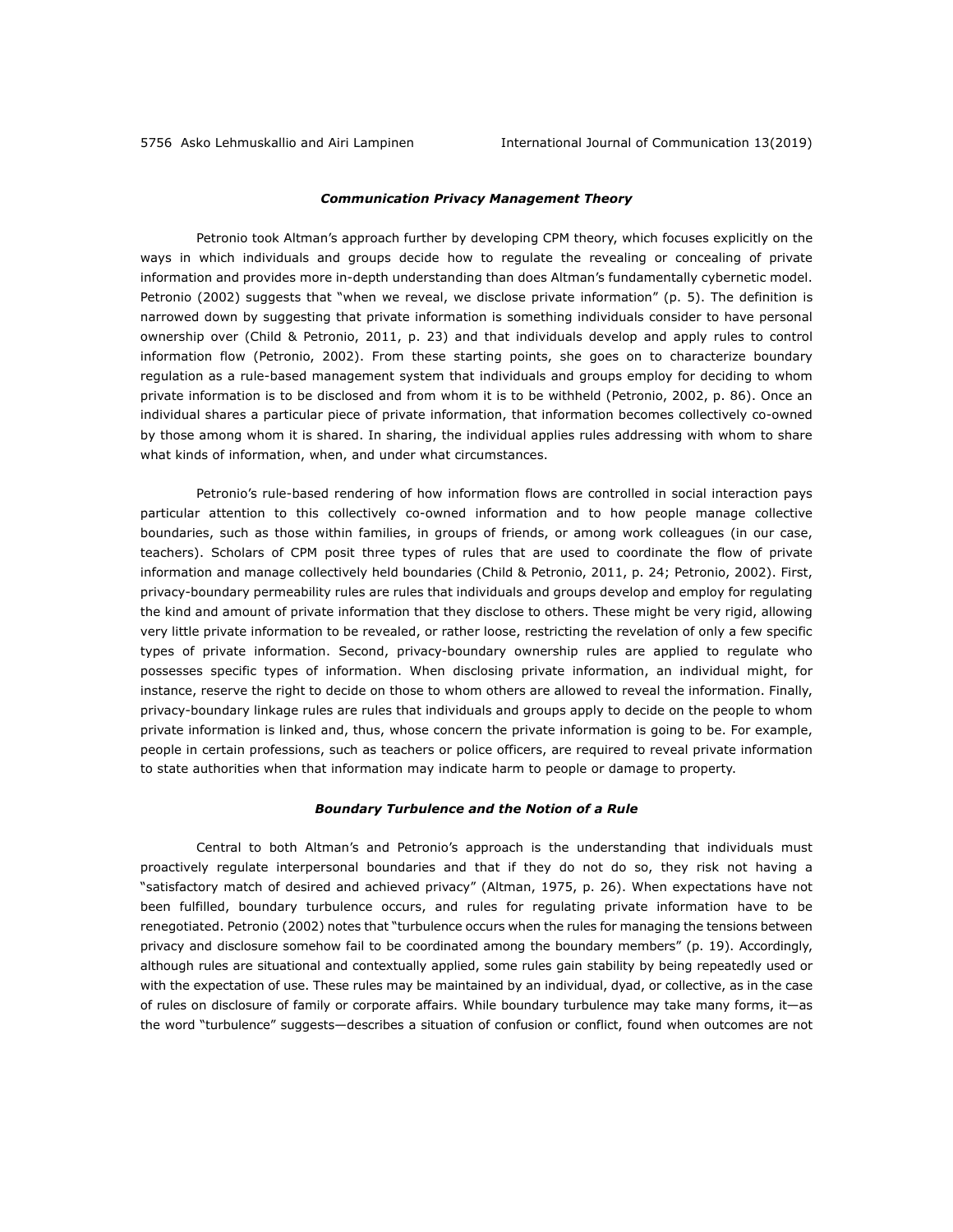### *Communication Privacy Management Theory*

Petronio took Altman's approach further by developing CPM theory, which focuses explicitly on the ways in which individuals and groups decide how to regulate the revealing or concealing of private information and provides more in-depth understanding than does Altman's fundamentally cybernetic model. Petronio (2002) suggests that "when we reveal, we disclose private information" (p. 5). The definition is narrowed down by suggesting that private information is something individuals consider to have personal ownership over (Child & Petronio, 2011, p. 23) and that individuals develop and apply rules to control information flow (Petronio, 2002). From these starting points, she goes on to characterize boundary regulation as a rule-based management system that individuals and groups employ for deciding to whom private information is to be disclosed and from whom it is to be withheld (Petronio, 2002, p. 86). Once an individual shares a particular piece of private information, that information becomes collectively co-owned by those among whom it is shared. In sharing, the individual applies rules addressing with whom to share what kinds of information, when, and under what circumstances.

Petronio's rule-based rendering of how information flows are controlled in social interaction pays particular attention to this collectively co-owned information and to how people manage collective boundaries, such as those within families, in groups of friends, or among work colleagues (in our case, teachers). Scholars of CPM posit three types of rules that are used to coordinate the flow of private information and manage collectively held boundaries (Child & Petronio, 2011, p. 24; Petronio, 2002). First, privacy-boundary permeability rules are rules that individuals and groups develop and employ for regulating the kind and amount of private information that they disclose to others. These might be very rigid, allowing very little private information to be revealed, or rather loose, restricting the revelation of only a few specific types of private information. Second, privacy-boundary ownership rules are applied to regulate who possesses specific types of information. When disclosing private information, an individual might, for instance, reserve the right to decide on those to whom others are allowed to reveal the information. Finally, privacy-boundary linkage rules are rules that individuals and groups apply to decide on the people to whom private information is linked and, thus, whose concern the private information is going to be. For example, people in certain professions, such as teachers or police officers, are required to reveal private information to state authorities when that information may indicate harm to people or damage to property.

### *Boundary Turbulence and the Notion of a Rule*

Central to both Altman's and Petronio's approach is the understanding that individuals must proactively regulate interpersonal boundaries and that if they do not do so, they risk not having a "satisfactory match of desired and achieved privacy" (Altman, 1975, p. 26). When expectations have not been fulfilled, boundary turbulence occurs, and rules for regulating private information have to be renegotiated. Petronio (2002) notes that "turbulence occurs when the rules for managing the tensions between privacy and disclosure somehow fail to be coordinated among the boundary members" (p. 19). Accordingly, although rules are situational and contextually applied, some rules gain stability by being repeatedly used or with the expectation of use. These rules may be maintained by an individual, dyad, or collective, as in the case of rules on disclosure of family or corporate affairs. While boundary turbulence may take many forms, it—as the word "turbulence" suggests—describes a situation of confusion or conflict, found when outcomes are not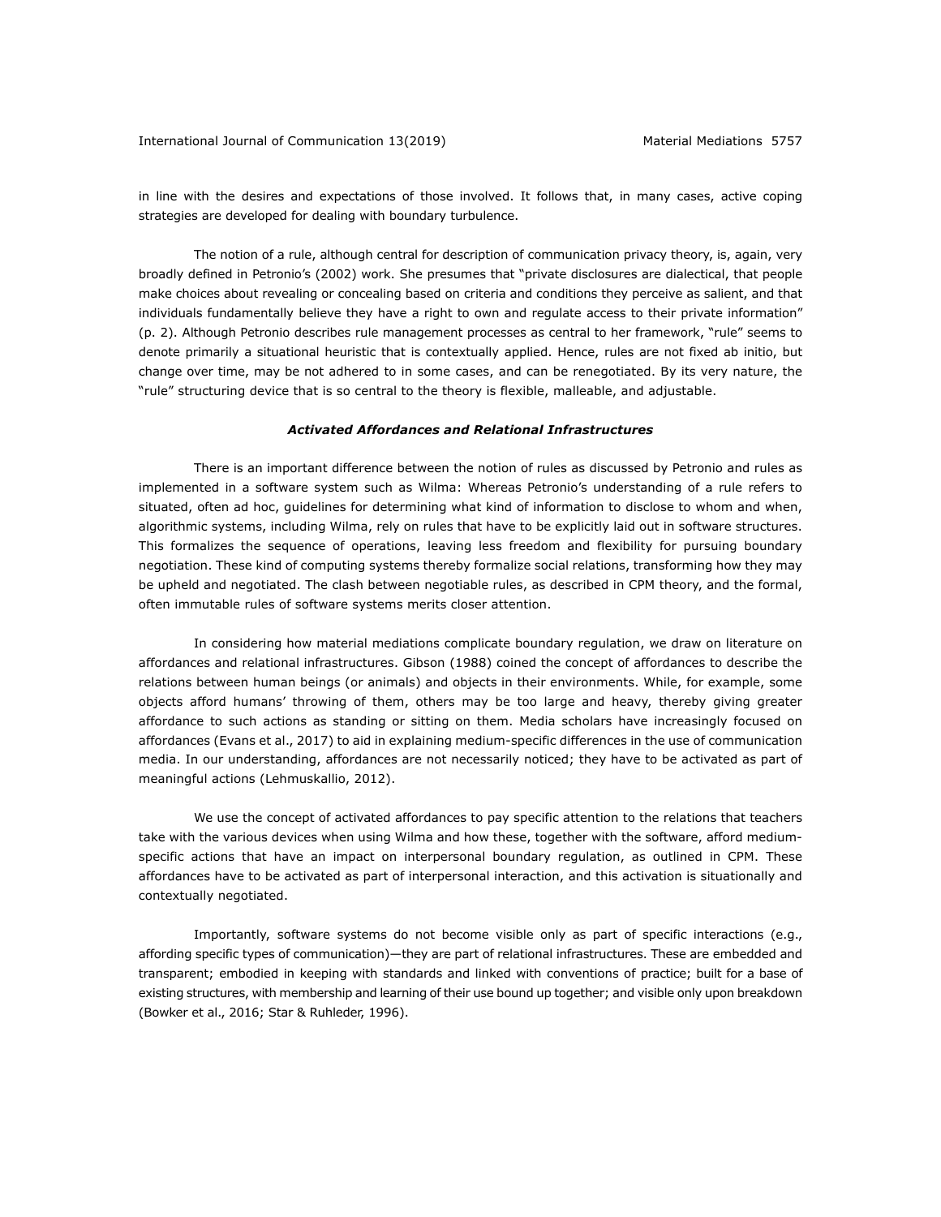in line with the desires and expectations of those involved. It follows that, in many cases, active coping strategies are developed for dealing with boundary turbulence.

The notion of a rule, although central for description of communication privacy theory, is, again, very broadly defined in Petronio's (2002) work. She presumes that "private disclosures are dialectical, that people make choices about revealing or concealing based on criteria and conditions they perceive as salient, and that individuals fundamentally believe they have a right to own and regulate access to their private information" (p. 2). Although Petronio describes rule management processes as central to her framework, "rule" seems to denote primarily a situational heuristic that is contextually applied. Hence, rules are not fixed ab initio, but change over time, may be not adhered to in some cases, and can be renegotiated. By its very nature, the "rule" structuring device that is so central to the theory is flexible, malleable, and adjustable.

### *Activated Affordances and Relational Infrastructures*

There is an important difference between the notion of rules as discussed by Petronio and rules as implemented in a software system such as Wilma: Whereas Petronio's understanding of a rule refers to situated, often ad hoc, guidelines for determining what kind of information to disclose to whom and when, algorithmic systems, including Wilma, rely on rules that have to be explicitly laid out in software structures. This formalizes the sequence of operations, leaving less freedom and flexibility for pursuing boundary negotiation. These kind of computing systems thereby formalize social relations, transforming how they may be upheld and negotiated. The clash between negotiable rules, as described in CPM theory, and the formal, often immutable rules of software systems merits closer attention.

In considering how material mediations complicate boundary regulation, we draw on literature on affordances and relational infrastructures. Gibson (1988) coined the concept of affordances to describe the relations between human beings (or animals) and objects in their environments. While, for example, some objects afford humans' throwing of them, others may be too large and heavy, thereby giving greater affordance to such actions as standing or sitting on them. Media scholars have increasingly focused on affordances (Evans et al., 2017) to aid in explaining medium-specific differences in the use of communication media. In our understanding, affordances are not necessarily noticed; they have to be activated as part of meaningful actions (Lehmuskallio, 2012).

We use the concept of activated affordances to pay specific attention to the relations that teachers take with the various devices when using Wilma and how these, together with the software, afford medium-specific actions that have an impact on interpersonal boundary regulation, as outlined in CPM. These affordances have to be activated as part of interpersonal interaction, and this activation is situationally and contextually negotiated.

Importantly, software systems do not become visible only as part of specific interactions (e.g., affording specific types of communication)—they are part of relational infrastructures. These are embedded and transparent; embodied in keeping with standards and linked with conventions of practice; built for a base of existing structures, with membership and learning of their use bound up together; and visible only upon breakdown (Bowker et al., 2016; Star & Ruhleder, 1996).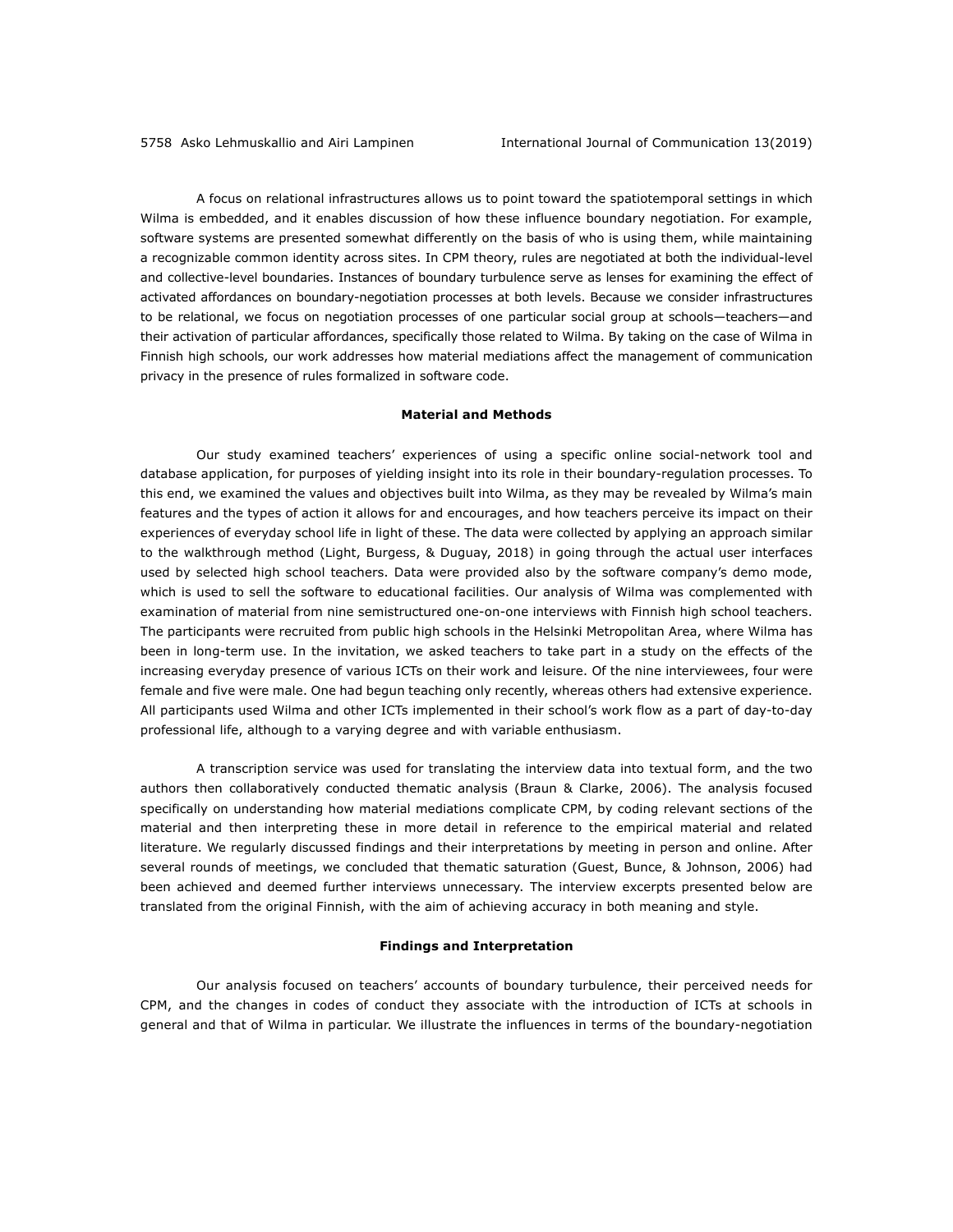A focus on relational infrastructures allows us to point toward the spatiotemporal settings in which Wilma is embedded, and it enables discussion of how these influence boundary negotiation. For example, software systems are presented somewhat differently on the basis of who is using them, while maintaining a recognizable common identity across sites. In CPM theory, rules are negotiated at both the individual-level and collective-level boundaries. Instances of boundary turbulence serve as lenses for examining the effect of activated affordances on boundary-negotiation processes at both levels. Because we consider infrastructures to be relational, we focus on negotiation processes of one particular social group at schools—teachers—and their activation of particular affordances, specifically those related to Wilma. By taking on the case of Wilma in Finnish high schools, our work addresses how material mediations affect the management of communication privacy in the presence of rules formalized in software code.

## Material and Methods

Our study examined teachers' experiences of using a specific online social-network tool and database application, for purposes of yielding insight into its role in their boundary-regulation processes. To this end, we examined the values and objectives built into Wilma, as they may be revealed by Wilma's main features and the types of action it allows for and encourages, and how teachers perceive its impact on their experiences of everyday school life in light of these. The data were collected by applying an approach similar to the walkthrough method (Light, Burgess, & Duguay, 2018) in going through the actual user interfaces used by selected high school teachers. Data were provided also by the software company's demo mode, which is used to sell the software to educational facilities. Our analysis of Wilma was complemented with examination of material from nine semistructured one-on-one interviews with Finnish high school teachers. The participants were recruited from public high schools in the Helsinki Metropolitan Area, where Wilma has been in long-term use. In the invitation, we asked teachers to take part in a study on the effects of the increasing everyday presence of various ICTs on their work and leisure. Of the nine interviewees, four were female and five were male. One had begun teaching only recently, whereas others had extensive experience. All participants used Wilma and other ICTs implemented in their school's work flow as a part of day-to-day professional life, although to a varying degree and with variable enthusiasm.

A transcription service was used for translating the interview data into textual form, and the two authors then collaboratively conducted thematic analysis (Braun & Clarke, 2006). The analysis focused specifically on understanding how material mediations complicate CPM, by coding relevant sections of the material and then interpreting these in more detail in reference to the empirical material and related literature. We regularly discussed findings and their interpretations by meeting in person and online. After several rounds of meetings, we concluded that thematic saturation (Guest, Bunce, & Johnson, 2006) had been achieved and deemed further interviews unnecessary. The interview excerpts presented below are translated from the original Finnish, with the aim of achieving accuracy in both meaning and style.

## Findings and Interpretation

Our analysis focused on teachers' accounts of boundary turbulence, their perceived needs for CPM, and the changes in codes of conduct they associate with the introduction of ICTs at schools in general and that of Wilma in particular. We illustrate the influences in terms of the boundary-negotiation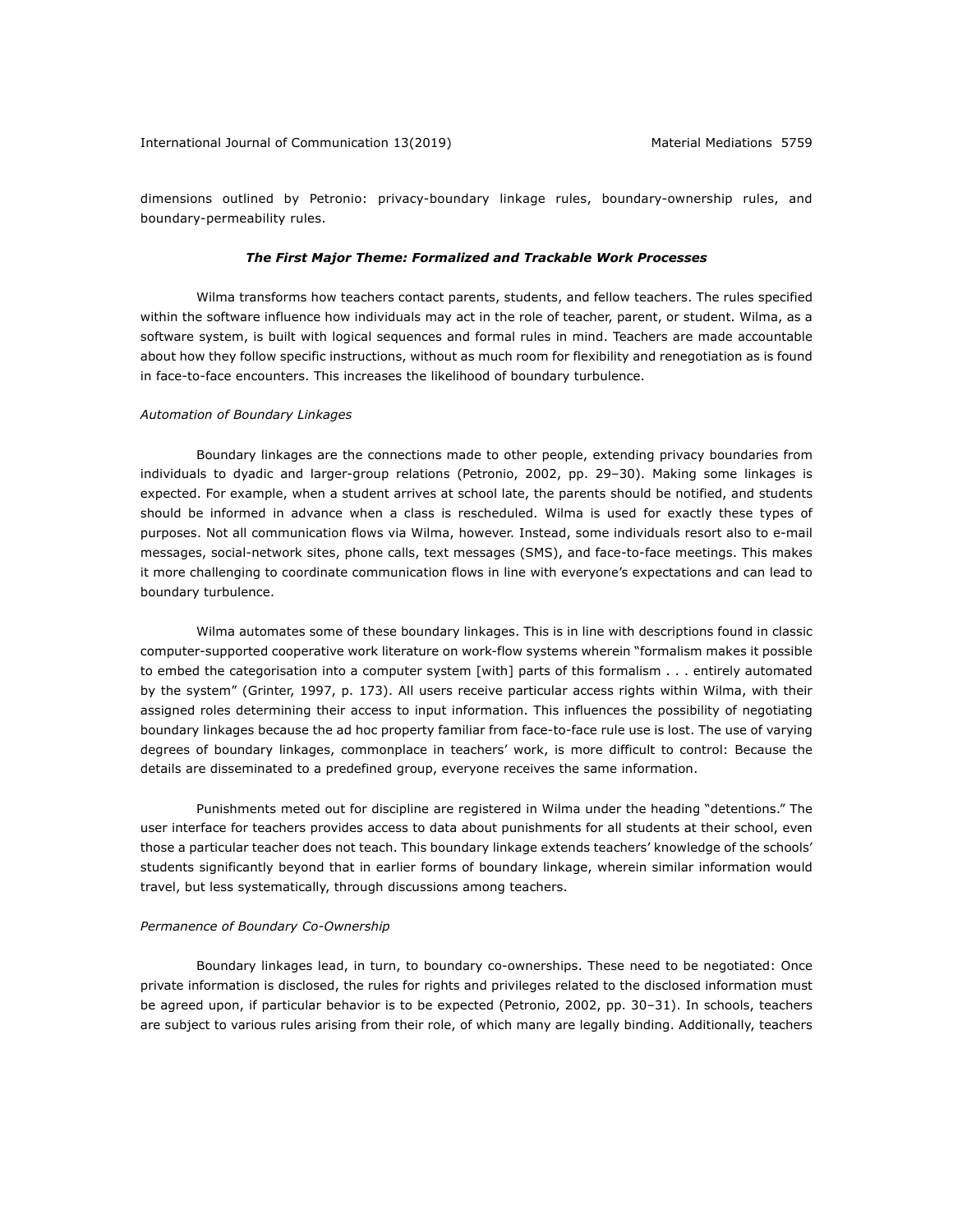dimensions outlined by Petronio: privacy-boundary linkage rules, boundary-ownership rules, and boundary-permeability rules.

### *The First Major Theme: Formalized and Trackable Work Processes*

Wilma transforms how teachers contact parents, students, and fellow teachers. The rules specified within the software influence how individuals may act in the role of teacher, parent, or student. Wilma, as a software system, is built with logical sequences and formal rules in mind. Teachers are made accountable about how they follow specific instructions, without as much room for flexibility and renegotiation as is found in face-to-face encounters. This increases the likelihood of boundary turbulence.

#### *Automation of Boundary Linkages*

Boundary linkages are the connections made to other people, extending privacy boundaries from individuals to dyadic and larger-group relations (Petronio, 2002, pp. 29–30). Making some linkages is expected. For example, when a student arrives at school late, the parents should be notified, and students should be informed in advance when a class is rescheduled. Wilma is used for exactly these types of purposes. Not all communication flows via Wilma, however. Instead, some individuals resort also to e-mail messages, social-network sites, phone calls, text messages (SMS), and face-to-face meetings. This makes it more challenging to coordinate communication flows in line with everyone's expectations and can lead to boundary turbulence.

Wilma automates some of these boundary linkages. This is in line with descriptions found in classic computer-supported cooperative work literature on work-flow systems wherein "formalism makes it possible to embed the categorisation into a computer system [with] parts of this formalism . . . entirely automated by the system" (Grinter, 1997, p. 173). All users receive particular access rights within Wilma, with their assigned roles determining their access to input information. This influences the possibility of negotiating boundary linkages because the ad hoc property familiar from face-to-face rule use is lost. The use of varying degrees of boundary linkages, commonplace in teachers' work, is more difficult to control: Because the details are disseminated to a predefined group, everyone receives the same information.

Punishments meted out for discipline are registered in Wilma under the heading "detentions." The user interface for teachers provides access to data about punishments for all students at their school, even those a particular teacher does not teach. This boundary linkage extends teachers' knowledge of the schools' students significantly beyond that in earlier forms of boundary linkage, wherein similar information would travel, but less systematically, through discussions among teachers.

#### *Permanence of Boundary Co-Ownership*

Boundary linkages lead, in turn, to boundary co-ownerships. These need to be negotiated: Once private information is disclosed, the rules for rights and privileges related to the disclosed information must be agreed upon, if particular behavior is to be expected (Petronio, 2002, pp. 30–31). In schools, teachers are subject to various rules arising from their role, of which many are legally binding. Additionally, teachers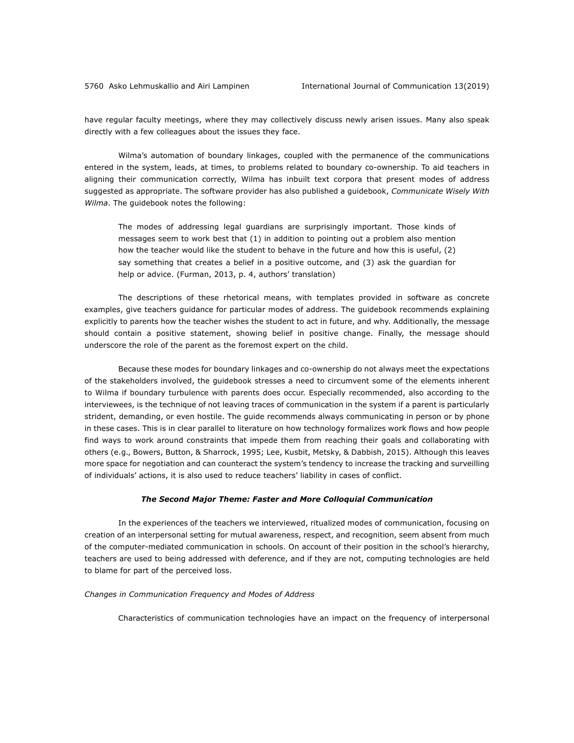have regular faculty meetings, where they may collectively discuss newly arisen issues. Many also speak directly with a few colleagues about the issues they face.

Wilma's automation of boundary linkages, coupled with the permanence of the communications entered in the system, leads, at times, to problems related to boundary co-ownership. To aid teachers in aligning their communication correctly, Wilma has inbuilt text corpora that present modes of address suggested as appropriate. The software provider has also published a guidebook, *Communicate Wisely With Wilma*. The guidebook notes the following:

> The modes of addressing legal guardians are surprisingly important. Those kinds of messages seem to work best that (1) in addition to pointing out a problem also mention how the teacher would like the student to behave in the future and how this is useful, (2) say something that creates a belief in a positive outcome, and (3) ask the guardian for help or advice. (Furman, 2013, p. 4, authors' translation)

The descriptions of these rhetorical means, with templates provided in software as concrete examples, give teachers guidance for particular modes of address. The guidebook recommends explaining explicitly to parents how the teacher wishes the student to act in future, and why. Additionally, the message should contain a positive statement, showing belief in positive change. Finally, the message should underscore the role of the parent as the foremost expert on the child.

Because these modes for boundary linkages and co-ownership do not always meet the expectations of the stakeholders involved, the guidebook stresses a need to circumvent some of the elements inherent to Wilma if boundary turbulence with parents does occur. Especially recommended, also according to the interviewees, is the technique of not leaving traces of communication in the system if a parent is particularly strident, demanding, or even hostile. The guide recommends always communicating in person or by phone in these cases. This is in clear parallel to literature on how technology formalizes work flows and how people find ways to work around constraints that impede them from reaching their goals and collaborating with others (e.g., Bowers, Button, & Sharrock, 1995; Lee, Kusbit, Metsky, & Dabbish, 2015). Although this leaves more space for negotiation and can counteract the system's tendency to increase the tracking and surveilling of individuals' actions, it is also used to reduce teachers' liability in cases of conflict.

### *The Second Major Theme: Faster and More Colloquial Communication*

In the experiences of the teachers we interviewed, ritualized modes of communication, focusing on creation of an interpersonal setting for mutual awareness, respect, and recognition, seem absent from much of the computer-mediated communication in schools. On account of their position in the school's hierarchy, teachers are used to being addressed with deference, and if they are not, computing technologies are held to blame for part of the perceived loss.

#### *Changes in Communication Frequency and Modes of Address*

Characteristics of communication technologies have an impact on the frequency of interpersonal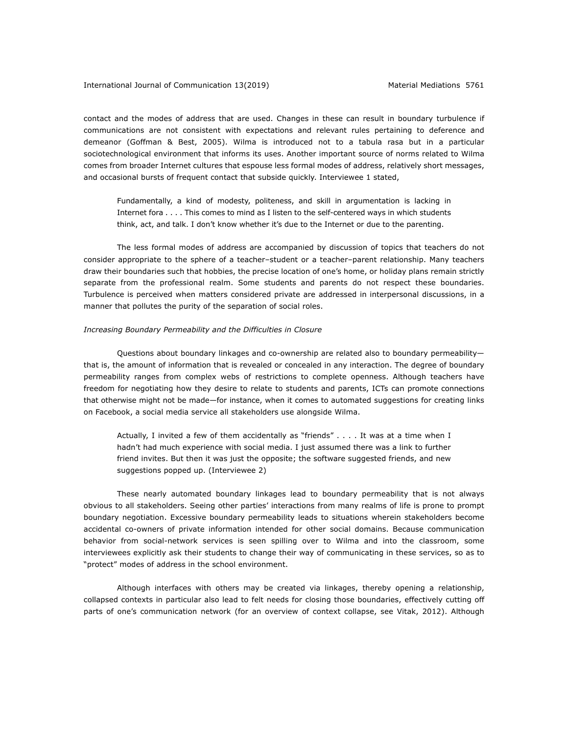contact and the modes of address that are used. Changes in these can result in boundary turbulence if communications are not consistent with expectations and relevant rules pertaining to deference and demeanor (Goffman & Best, 2005). Wilma is introduced not to a tabula rasa but in a particular sociotechnological environment that informs its uses. Another important source of norms related to Wilma comes from broader Internet cultures that espouse less formal modes of address, relatively short messages, and occasional bursts of frequent contact that subside quickly. Interviewee 1 stated,

> Fundamentally, a kind of modesty, politeness, and skill in argumentation is lacking in Internet fora . . . . This comes to mind as I listen to the self-centered ways in which students think, act, and talk. I don't know whether it's due to the Internet or due to the parenting.

The less formal modes of address are accompanied by discussion of topics that teachers do not consider appropriate to the sphere of a teacher–student or a teacher–parent relationship. Many teachers draw their boundaries such that hobbies, the precise location of one's home, or holiday plans remain strictly separate from the professional realm. Some students and parents do not respect these boundaries. Turbulence is perceived when matters considered private are addressed in interpersonal discussions, in a manner that pollutes the purity of the separation of social roles.

*Increasing Boundary Permeability and the Difficulties in Closure*

Questions about boundary linkages and co-ownership are related also to boundary permeability—that is, the amount of information that is revealed or concealed in any interaction. The degree of boundary permeability ranges from complex webs of restrictions to complete openness. Although teachers have freedom for negotiating how they desire to relate to students and parents, ICTs can promote connections that otherwise might not be made—for instance, when it comes to automated suggestions for creating links on Facebook, a social media service all stakeholders use alongside Wilma.

> Actually, I invited a few of them accidentally as "friends" . . . . It was at a time when I hadn't had much experience with social media. I just assumed there was a link to further friend invites. But then it was just the opposite; the software suggested friends, and new suggestions popped up. (Interviewee 2)

These nearly automated boundary linkages lead to boundary permeability that is not always obvious to all stakeholders. Seeing other parties' interactions from many realms of life is prone to prompt boundary negotiation. Excessive boundary permeability leads to situations wherein stakeholders become accidental co-owners of private information intended for other social domains. Because communication behavior from social-network services is seen spilling over to Wilma and into the classroom, some interviewees explicitly ask their students to change their way of communicating in these services, so as to "protect" modes of address in the school environment.

Although interfaces with others may be created via linkages, thereby opening a relationship, collapsed contexts in particular also lead to felt needs for closing those boundaries, effectively cutting off parts of one's communication network (for an overview of context collapse, see Vitak, 2012). Although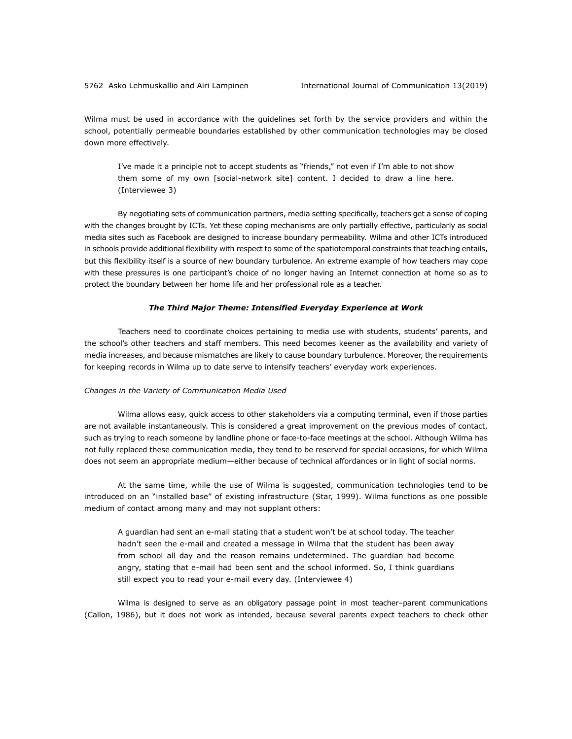Wilma must be used in accordance with the guidelines set forth by the service providers and within the school, potentially permeable boundaries established by other communication technologies may be closed down more effectively.

> I've made it a principle not to accept students as "friends," not even if I'm able to not show them some of my own [social-network site] content. I decided to draw a line here. (Interviewee 3)

By negotiating sets of communication partners, media setting specifically, teachers get a sense of coping with the changes brought by ICTs. Yet these coping mechanisms are only partially effective, particularly as social media sites such as Facebook are designed to increase boundary permeability. Wilma and other ICTs introduced in schools provide additional flexibility with respect to some of the spatiotemporal constraints that teaching entails, but this flexibility itself is a source of new boundary turbulence. An extreme example of how teachers may cope with these pressures is one participant's choice of no longer having an Internet connection at home so as to protect the boundary between her home life and her professional role as a teacher.

### ***The Third Major Theme: Intensified Everyday Experience at Work***

Teachers need to coordinate choices pertaining to media use with students, students' parents, and the school's other teachers and staff members. This need becomes keener as the availability and variety of media increases, and because mismatches are likely to cause boundary turbulence. Moreover, the requirements for keeping records in Wilma up to date serve to intensify teachers' everyday work experiences.

#### *Changes in the Variety of Communication Media Used*

Wilma allows easy, quick access to other stakeholders via a computing terminal, even if those parties are not available instantaneously. This is considered a great improvement on the previous modes of contact, such as trying to reach someone by landline phone or face-to-face meetings at the school. Although Wilma has not fully replaced these communication media, they tend to be reserved for special occasions, for which Wilma does not seem an appropriate medium—either because of technical affordances or in light of social norms.

At the same time, while the use of Wilma is suggested, communication technologies tend to be introduced on an "installed base" of existing infrastructure (Star, 1999). Wilma functions as one possible medium of contact among many and may not supplant others:

> A guardian had sent an e-mail stating that a student won't be at school today. The teacher hadn't seen the e-mail and created a message in Wilma that the student has been away from school all day and the reason remains undetermined. The guardian had become angry, stating that e-mail had been sent and the school informed. So, I think guardians still expect you to read your e-mail every day. (Interviewee 4)

Wilma is designed to serve as an obligatory passage point in most teacher–parent communications (Callon, 1986), but it does not work as intended, because several parents expect teachers to check other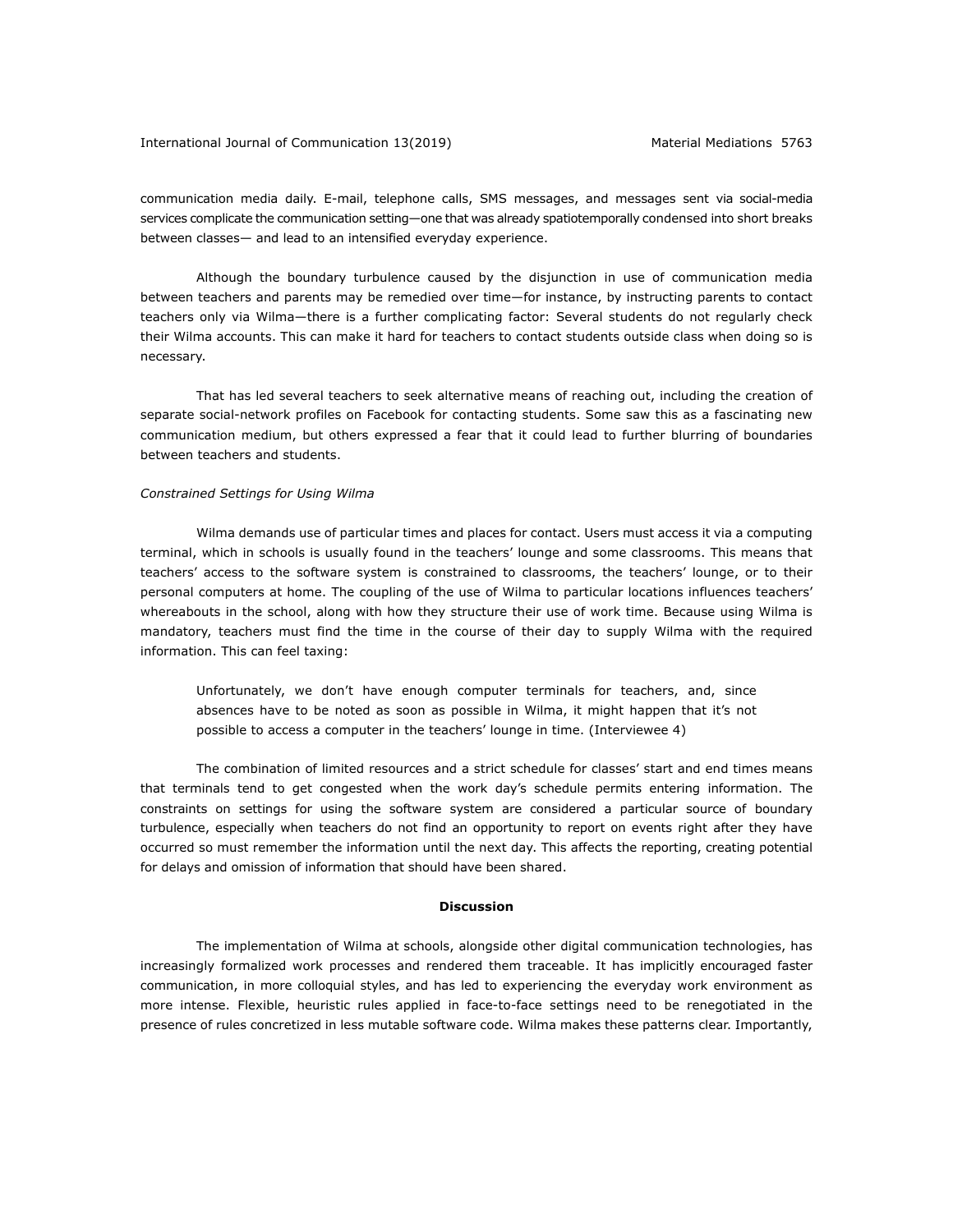communication media daily. E-mail, telephone calls, SMS messages, and messages sent via social-media services complicate the communication setting—one that was already spatiotemporally condensed into short breaks between classes— and lead to an intensified everyday experience.

Although the boundary turbulence caused by the disjunction in use of communication media between teachers and parents may be remedied over time—for instance, by instructing parents to contact teachers only via Wilma—there is a further complicating factor: Several students do not regularly check their Wilma accounts. This can make it hard for teachers to contact students outside class when doing so is necessary.

That has led several teachers to seek alternative means of reaching out, including the creation of separate social-network profiles on Facebook for contacting students. Some saw this as a fascinating new communication medium, but others expressed a fear that it could lead to further blurring of boundaries between teachers and students.

*Constrained Settings for Using Wilma*

Wilma demands use of particular times and places for contact. Users must access it via a computing terminal, which in schools is usually found in the teachers' lounge and some classrooms. This means that teachers' access to the software system is constrained to classrooms, the teachers' lounge, or to their personal computers at home. The coupling of the use of Wilma to particular locations influences teachers' whereabouts in the school, along with how they structure their use of work time. Because using Wilma is mandatory, teachers must find the time in the course of their day to supply Wilma with the required information. This can feel taxing:

> Unfortunately, we don't have enough computer terminals for teachers, and, since absences have to be noted as soon as possible in Wilma, it might happen that it's not possible to access a computer in the teachers' lounge in time. (Interviewee 4)

The combination of limited resources and a strict schedule for classes' start and end times means that terminals tend to get congested when the work day's schedule permits entering information. The constraints on settings for using the software system are considered a particular source of boundary turbulence, especially when teachers do not find an opportunity to report on events right after they have occurred so must remember the information until the next day. This affects the reporting, creating potential for delays and omission of information that should have been shared.

## Discussion

The implementation of Wilma at schools, alongside other digital communication technologies, has increasingly formalized work processes and rendered them traceable. It has implicitly encouraged faster communication, in more colloquial styles, and has led to experiencing the everyday work environment as more intense. Flexible, heuristic rules applied in face-to-face settings need to be renegotiated in the presence of rules concretized in less mutable software code. Wilma makes these patterns clear. Importantly,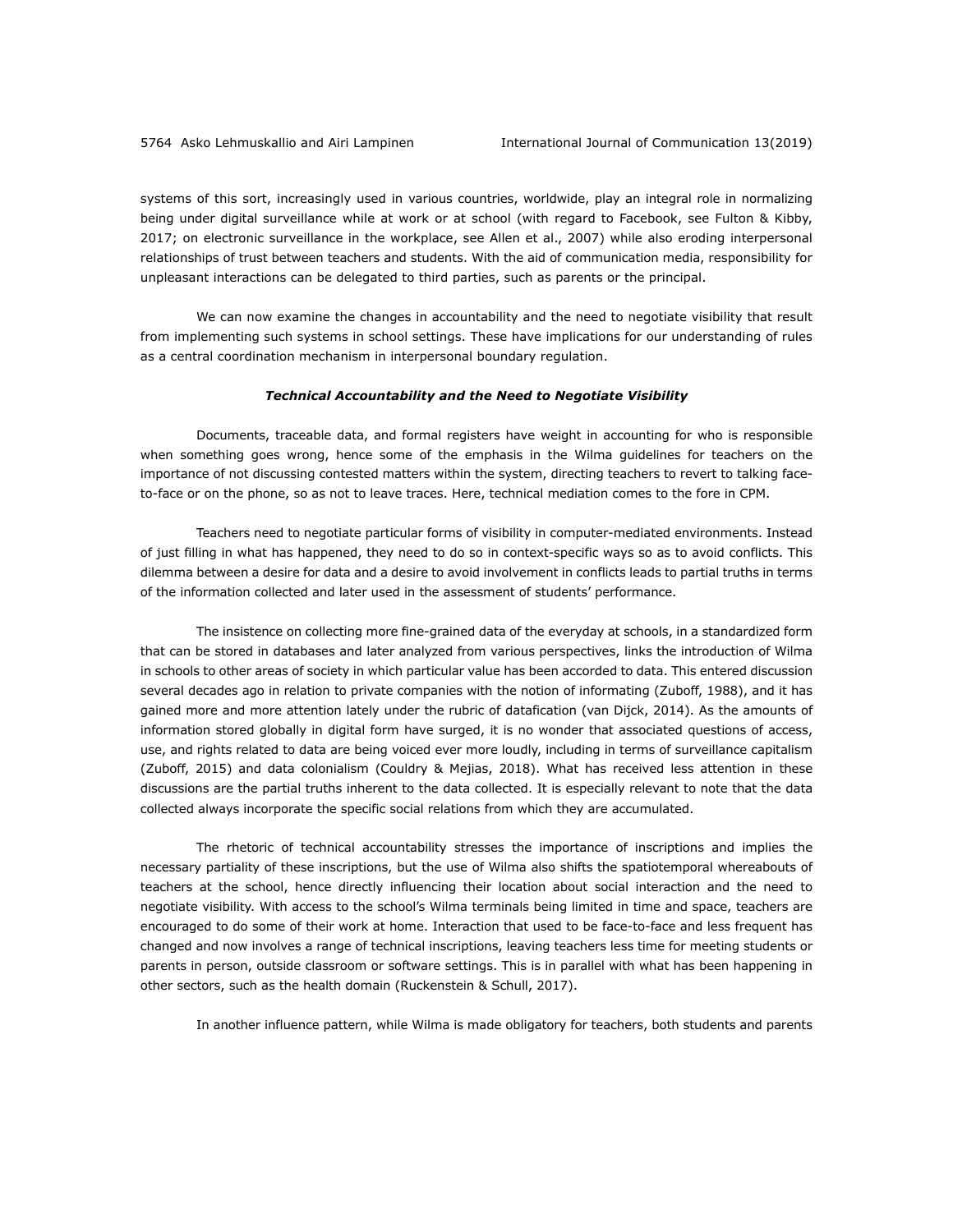systems of this sort, increasingly used in various countries, worldwide, play an integral role in normalizing being under digital surveillance while at work or at school (with regard to Facebook, see Fulton & Kibby, 2017; on electronic surveillance in the workplace, see Allen et al., 2007) while also eroding interpersonal relationships of trust between teachers and students. With the aid of communication media, responsibility for unpleasant interactions can be delegated to third parties, such as parents or the principal.

We can now examine the changes in accountability and the need to negotiate visibility that result from implementing such systems in school settings. These have implications for our understanding of rules as a central coordination mechanism in interpersonal boundary regulation.

### *Technical Accountability and the Need to Negotiate Visibility*

Documents, traceable data, and formal registers have weight in accounting for who is responsible when something goes wrong, hence some of the emphasis in the Wilma guidelines for teachers on the importance of not discussing contested matters within the system, directing teachers to revert to talking face-to-face or on the phone, so as not to leave traces. Here, technical mediation comes to the fore in CPM.

Teachers need to negotiate particular forms of visibility in computer-mediated environments. Instead of just filling in what has happened, they need to do so in context-specific ways so as to avoid conflicts. This dilemma between a desire for data and a desire to avoid involvement in conflicts leads to partial truths in terms of the information collected and later used in the assessment of students' performance.

The insistence on collecting more fine-grained data of the everyday at schools, in a standardized form that can be stored in databases and later analyzed from various perspectives, links the introduction of Wilma in schools to other areas of society in which particular value has been accorded to data. This entered discussion several decades ago in relation to private companies with the notion of informating (Zuboff, 1988), and it has gained more and more attention lately under the rubric of datafication (van Dijck, 2014). As the amounts of information stored globally in digital form have surged, it is no wonder that associated questions of access, use, and rights related to data are being voiced ever more loudly, including in terms of surveillance capitalism (Zuboff, 2015) and data colonialism (Couldry & Mejias, 2018). What has received less attention in these discussions are the partial truths inherent to the data collected. It is especially relevant to note that the data collected always incorporate the specific social relations from which they are accumulated.

The rhetoric of technical accountability stresses the importance of inscriptions and implies the necessary partiality of these inscriptions, but the use of Wilma also shifts the spatiotemporal whereabouts of teachers at the school, hence directly influencing their location about social interaction and the need to negotiate visibility. With access to the school's Wilma terminals being limited in time and space, teachers are encouraged to do some of their work at home. Interaction that used to be face-to-face and less frequent has changed and now involves a range of technical inscriptions, leaving teachers less time for meeting students or parents in person, outside classroom or software settings. This is in parallel with what has been happening in other sectors, such as the health domain (Ruckenstein & Schull, 2017).

In another influence pattern, while Wilma is made obligatory for teachers, both students and parents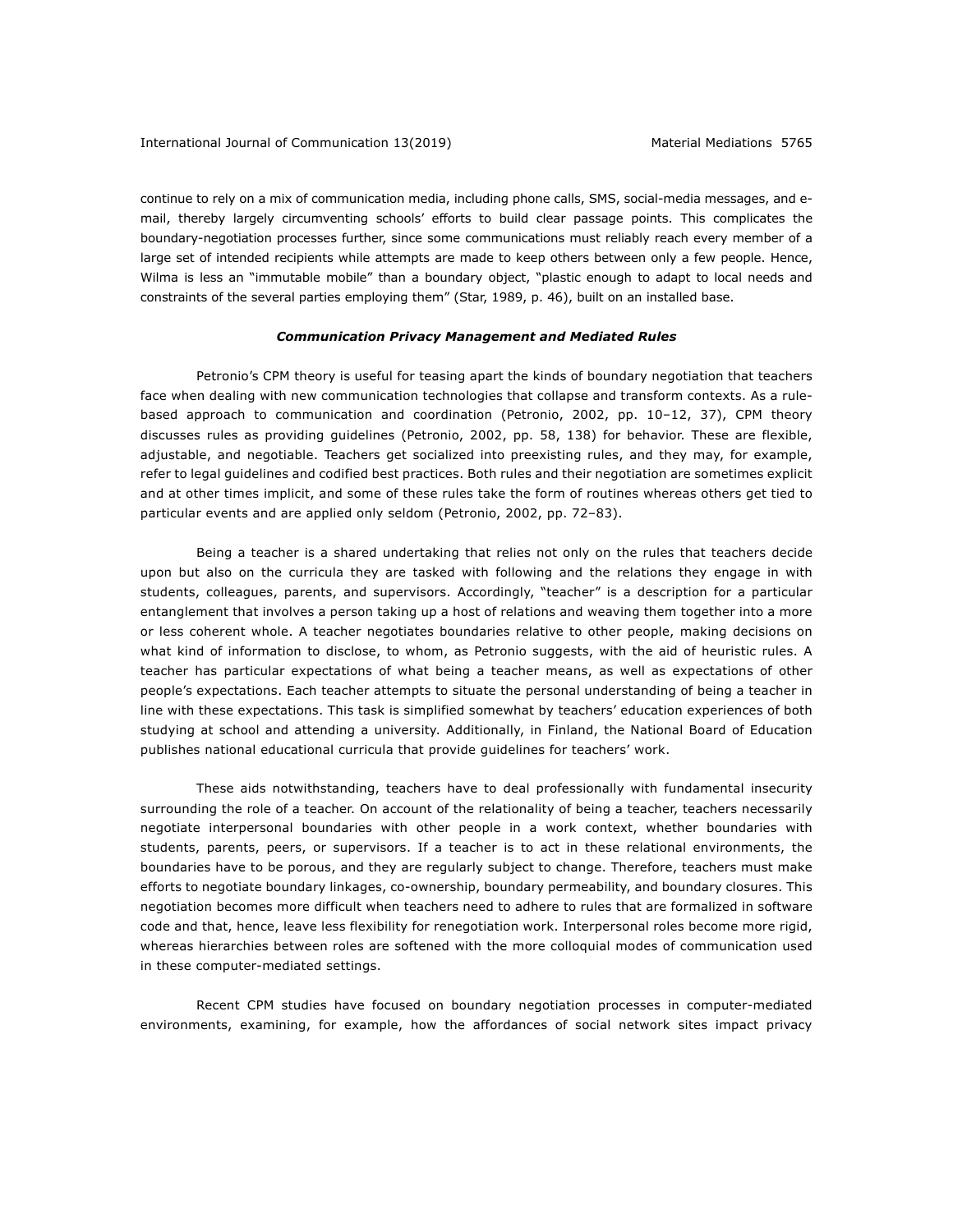continue to rely on a mix of communication media, including phone calls, SMS, social-media messages, and e-mail, thereby largely circumventing schools' efforts to build clear passage points. This complicates the boundary-negotiation processes further, since some communications must reliably reach every member of a large set of intended recipients while attempts are made to keep others between only a few people. Hence, Wilma is less an "immutable mobile" than a boundary object, "plastic enough to adapt to local needs and constraints of the several parties employing them" (Star, 1989, p. 46), built on an installed base.

### *Communication Privacy Management and Mediated Rules*

Petronio's CPM theory is useful for teasing apart the kinds of boundary negotiation that teachers face when dealing with new communication technologies that collapse and transform contexts. As a rule-based approach to communication and coordination (Petronio, 2002, pp. 10–12, 37), CPM theory discusses rules as providing guidelines (Petronio, 2002, pp. 58, 138) for behavior. These are flexible, adjustable, and negotiable. Teachers get socialized into preexisting rules, and they may, for example, refer to legal guidelines and codified best practices. Both rules and their negotiation are sometimes explicit and at other times implicit, and some of these rules take the form of routines whereas others get tied to particular events and are applied only seldom (Petronio, 2002, pp. 72–83).

Being a teacher is a shared undertaking that relies not only on the rules that teachers decide upon but also on the curricula they are tasked with following and the relations they engage in with students, colleagues, parents, and supervisors. Accordingly, "teacher" is a description for a particular entanglement that involves a person taking up a host of relations and weaving them together into a more or less coherent whole. A teacher negotiates boundaries relative to other people, making decisions on what kind of information to disclose, to whom, as Petronio suggests, with the aid of heuristic rules. A teacher has particular expectations of what being a teacher means, as well as expectations of other people's expectations. Each teacher attempts to situate the personal understanding of being a teacher in line with these expectations. This task is simplified somewhat by teachers' education experiences of both studying at school and attending a university. Additionally, in Finland, the National Board of Education publishes national educational curricula that provide guidelines for teachers' work.

These aids notwithstanding, teachers have to deal professionally with fundamental insecurity surrounding the role of a teacher. On account of the relationality of being a teacher, teachers necessarily negotiate interpersonal boundaries with other people in a work context, whether boundaries with students, parents, peers, or supervisors. If a teacher is to act in these relational environments, the boundaries have to be porous, and they are regularly subject to change. Therefore, teachers must make efforts to negotiate boundary linkages, co-ownership, boundary permeability, and boundary closures. This negotiation becomes more difficult when teachers need to adhere to rules that are formalized in software code and that, hence, leave less flexibility for renegotiation work. Interpersonal roles become more rigid, whereas hierarchies between roles are softened with the more colloquial modes of communication used in these computer-mediated settings.

Recent CPM studies have focused on boundary negotiation processes in computer-mediated environments, examining, for example, how the affordances of social network sites impact privacy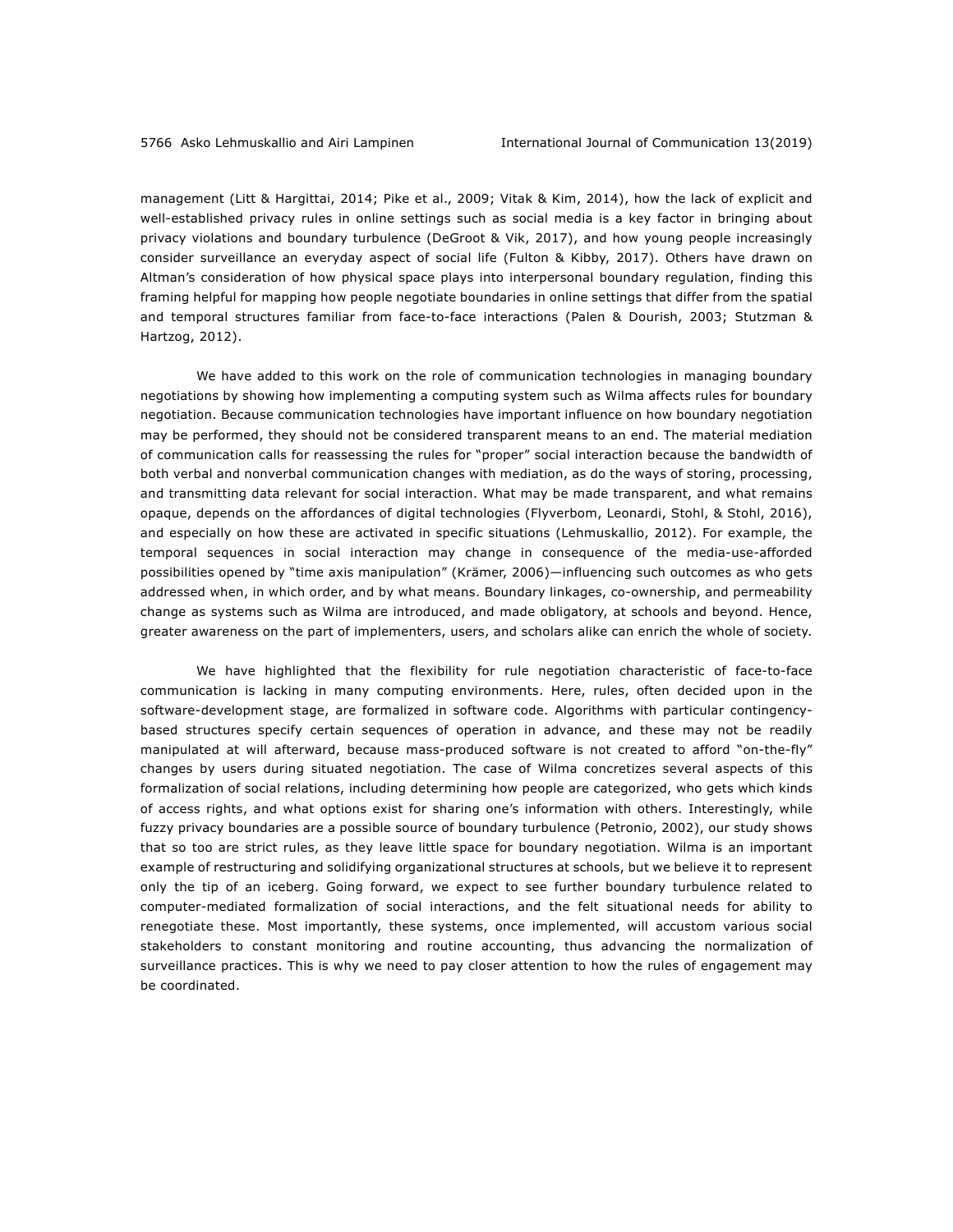management (Litt & Hargittai, 2014; Pike et al., 2009; Vitak & Kim, 2014), how the lack of explicit and well-established privacy rules in online settings such as social media is a key factor in bringing about privacy violations and boundary turbulence (DeGroot & Vik, 2017), and how young people increasingly consider surveillance an everyday aspect of social life (Fulton & Kibby, 2017). Others have drawn on Altman's consideration of how physical space plays into interpersonal boundary regulation, finding this framing helpful for mapping how people negotiate boundaries in online settings that differ from the spatial and temporal structures familiar from face-to-face interactions (Palen & Dourish, 2003; Stutzman & Hartzog, 2012).

We have added to this work on the role of communication technologies in managing boundary negotiations by showing how implementing a computing system such as Wilma affects rules for boundary negotiation. Because communication technologies have important influence on how boundary negotiation may be performed, they should not be considered transparent means to an end. The material mediation of communication calls for reassessing the rules for "proper" social interaction because the bandwidth of both verbal and nonverbal communication changes with mediation, as do the ways of storing, processing, and transmitting data relevant for social interaction. What may be made transparent, and what remains opaque, depends on the affordances of digital technologies (Flyverbom, Leonardi, Stohl, & Stohl, 2016), and especially on how these are activated in specific situations (Lehmuskallio, 2012). For example, the temporal sequences in social interaction may change in consequence of the media-use-afforded possibilities opened by "time axis manipulation" (Krämer, 2006)—influencing such outcomes as who gets addressed when, in which order, and by what means. Boundary linkages, co-ownership, and permeability change as systems such as Wilma are introduced, and made obligatory, at schools and beyond. Hence, greater awareness on the part of implementers, users, and scholars alike can enrich the whole of society.

We have highlighted that the flexibility for rule negotiation characteristic of face-to-face communication is lacking in many computing environments. Here, rules, often decided upon in the software-development stage, are formalized in software code. Algorithms with particular contingency-based structures specify certain sequences of operation in advance, and these may not be readily manipulated at will afterward, because mass-produced software is not created to afford "on-the-fly" changes by users during situated negotiation. The case of Wilma concretizes several aspects of this formalization of social relations, including determining how people are categorized, who gets which kinds of access rights, and what options exist for sharing one's information with others. Interestingly, while fuzzy privacy boundaries are a possible source of boundary turbulence (Petronio, 2002), our study shows that so too are strict rules, as they leave little space for boundary negotiation. Wilma is an important example of restructuring and solidifying organizational structures at schools, but we believe it to represent only the tip of an iceberg. Going forward, we expect to see further boundary turbulence related to computer-mediated formalization of social interactions, and the felt situational needs for ability to renegotiate these. Most importantly, these systems, once implemented, will accustom various social stakeholders to constant monitoring and routine accounting, thus advancing the normalization of surveillance practices. This is why we need to pay closer attention to how the rules of engagement may be coordinated.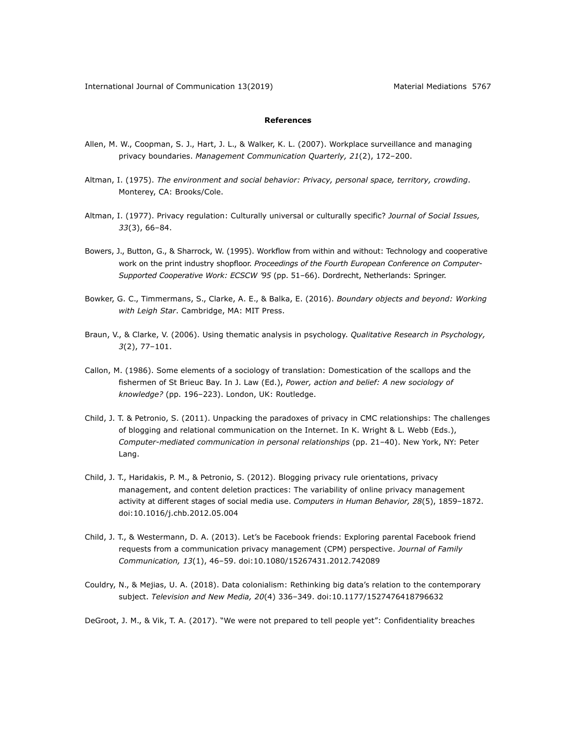## References

Allen, M. W., Coopman, S. J., Hart, J. L., & Walker, K. L. (2007). Workplace surveillance and managing privacy boundaries. *Management Communication Quarterly, 21*(2), 172–200.

Altman, I. (1975). *The environment and social behavior: Privacy, personal space, territory, crowding*. Monterey, CA: Brooks/Cole.

Altman, I. (1977). Privacy regulation: Culturally universal or culturally specific? *Journal of Social Issues, 33*(3), 66–84.

Bowers, J., Button, G., & Sharrock, W. (1995). Workflow from within and without: Technology and cooperative work on the print industry shopfloor. *Proceedings of the Fourth European Conference on Computer-Supported Cooperative Work: ECSCW '95* (pp. 51–66). Dordrecht, Netherlands: Springer.

Bowker, G. C., Timmermans, S., Clarke, A. E., & Balka, E. (2016). *Boundary objects and beyond: Working with Leigh Star*. Cambridge, MA: MIT Press.

Braun, V., & Clarke, V. (2006). Using thematic analysis in psychology. *Qualitative Research in Psychology, 3*(2), 77–101.

Callon, M. (1986). Some elements of a sociology of translation: Domestication of the scallops and the fishermen of St Brieuc Bay. In J. Law (Ed.), *Power, action and belief: A new sociology of knowledge?* (pp. 196–223). London, UK: Routledge.

Child, J. T. & Petronio, S. (2011). Unpacking the paradoxes of privacy in CMC relationships: The challenges of blogging and relational communication on the Internet. In K. Wright & L. Webb (Eds.), *Computer-mediated communication in personal relationships* (pp. 21–40). New York, NY: Peter Lang.

Child, J. T., Haridakis, P. M., & Petronio, S. (2012). Blogging privacy rule orientations, privacy management, and content deletion practices: The variability of online privacy management activity at different stages of social media use. *Computers in Human Behavior, 28*(5), 1859–1872. doi:10.1016/j.chb.2012.05.004

Child, J. T., & Westermann, D. A. (2013). Let's be Facebook friends: Exploring parental Facebook friend requests from a communication privacy management (CPM) perspective. *Journal of Family Communication, 13*(1), 46–59. doi:10.1080/15267431.2012.742089

Couldry, N., & Mejias, U. A. (2018). Data colonialism: Rethinking big data's relation to the contemporary subject. *Television and New Media, 20*(4) 336–349. doi:10.1177/1527476418796632

DeGroot, J. M., & Vik, T. A. (2017). "We were not prepared to tell people yet": Confidentiality breaches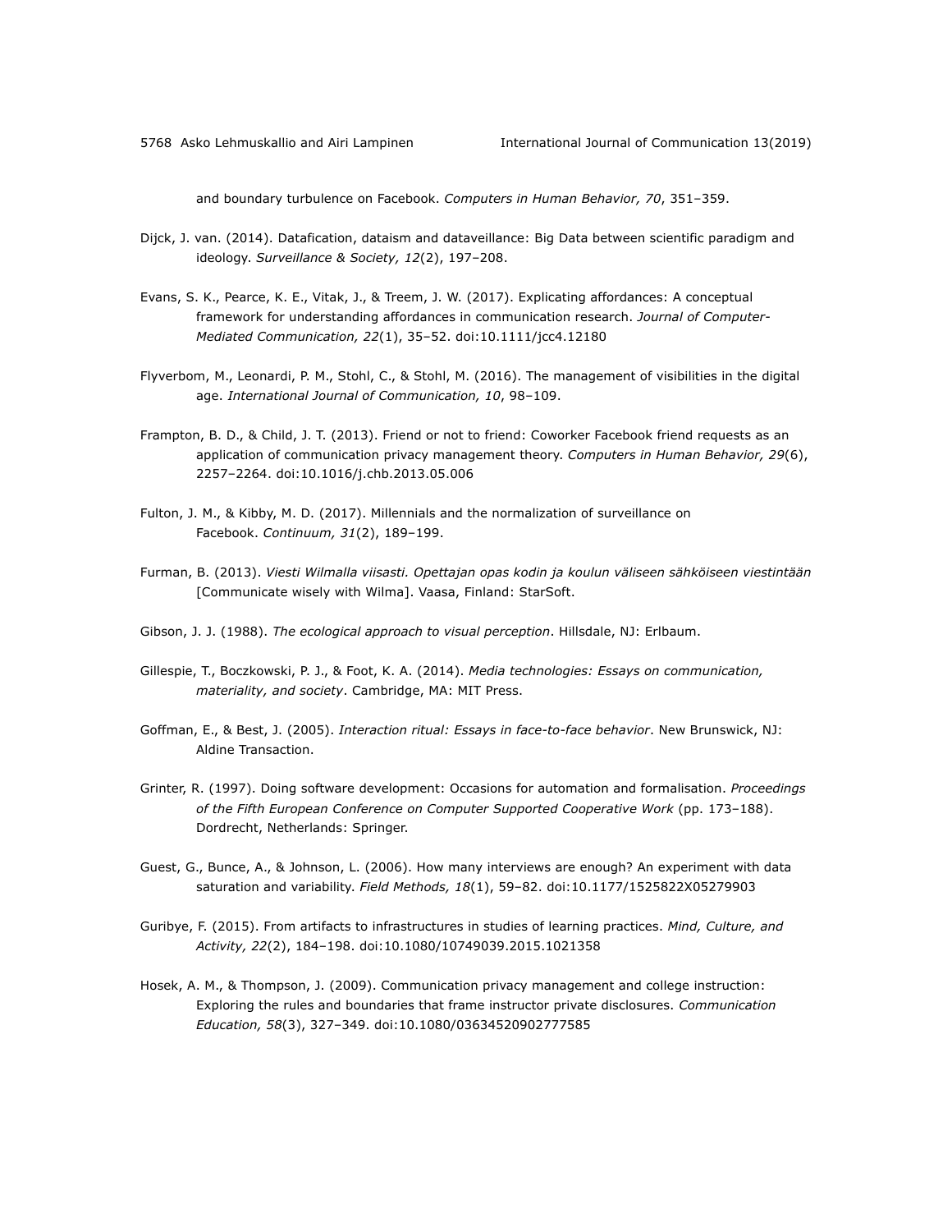and boundary turbulence on Facebook. *Computers in Human Behavior, 70*, 351–359.

Dijck, J. van. (2014). Datafication, dataism and dataveillance: Big Data between scientific paradigm and ideology. *Surveillance & Society, 12*(2), 197–208.

Evans, S. K., Pearce, K. E., Vitak, J., & Treem, J. W. (2017). Explicating affordances: A conceptual framework for understanding affordances in communication research. *Journal of Computer-Mediated Communication, 22*(1), 35–52. doi:10.1111/jcc4.12180

Flyverbom, M., Leonardi, P. M., Stohl, C., & Stohl, M. (2016). The management of visibilities in the digital age. *International Journal of Communication, 10*, 98–109.

Frampton, B. D., & Child, J. T. (2013). Friend or not to friend: Coworker Facebook friend requests as an application of communication privacy management theory. *Computers in Human Behavior, 29*(6), 2257–2264. doi:10.1016/j.chb.2013.05.006

Fulton, J. M., & Kibby, M. D. (2017). Millennials and the normalization of surveillance on Facebook. *Continuum, 31*(2), 189–199.

Furman, B. (2013). *Viesti Wilmalla viisasti. Opettajan opas kodin ja koulun väliseen sähköiseen viestintään* [Communicate wisely with Wilma]. Vaasa, Finland: StarSoft.

Gibson, J. J. (1988). *The ecological approach to visual perception*. Hillsdale, NJ: Erlbaum.

Gillespie, T., Boczkowski, P. J., & Foot, K. A. (2014). *Media technologies: Essays on communication, materiality, and society*. Cambridge, MA: MIT Press.

Goffman, E., & Best, J. (2005). *Interaction ritual: Essays in face-to-face behavior*. New Brunswick, NJ: Aldine Transaction.

Grinter, R. (1997). Doing software development: Occasions for automation and formalisation. *Proceedings of the Fifth European Conference on Computer Supported Cooperative Work* (pp. 173–188). Dordrecht, Netherlands: Springer.

Guest, G., Bunce, A., & Johnson, L. (2006). How many interviews are enough? An experiment with data saturation and variability. *Field Methods, 18*(1), 59–82. doi:10.1177/1525822X05279903

Guribye, F. (2015). From artifacts to infrastructures in studies of learning practices. *Mind, Culture, and Activity, 22*(2), 184–198. doi:10.1080/10749039.2015.1021358

Hosek, A. M., & Thompson, J. (2009). Communication privacy management and college instruction: Exploring the rules and boundaries that frame instructor private disclosures. *Communication Education, 58*(3), 327–349. doi:10.1080/03634520902777585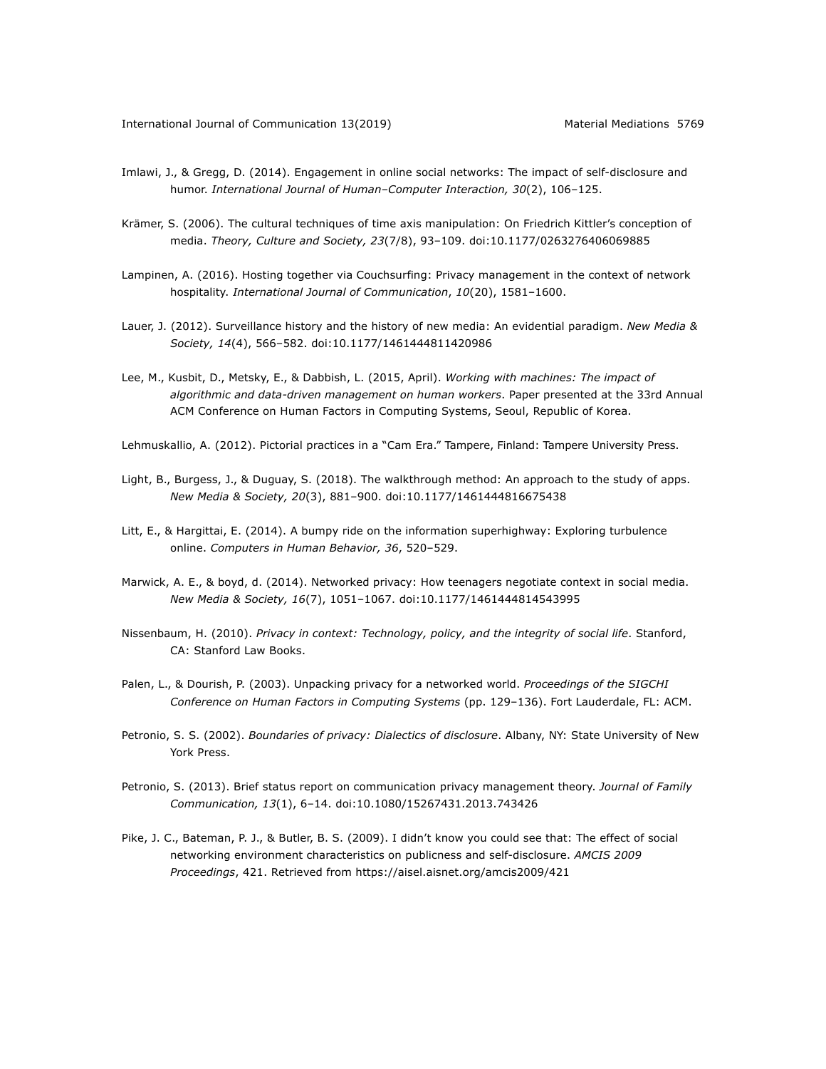Imlawi, J., & Gregg, D. (2014). Engagement in online social networks: The impact of self-disclosure and humor. *International Journal of Human–Computer Interaction, 30*(2), 106–125.

Krämer, S. (2006). The cultural techniques of time axis manipulation: On Friedrich Kittler's conception of media. *Theory, Culture and Society, 23*(7/8), 93–109. doi:10.1177/0263276406069885

Lampinen, A. (2016). Hosting together via Couchsurfing: Privacy management in the context of network hospitality. *International Journal of Communication*, *10*(20), 1581–1600.

Lauer, J. (2012). Surveillance history and the history of new media: An evidential paradigm. *New Media & Society, 14*(4), 566–582. doi:10.1177/1461444811420986

Lee, M., Kusbit, D., Metsky, E., & Dabbish, L. (2015, April). *Working with machines: The impact of algorithmic and data-driven management on human workers*. Paper presented at the 33rd Annual ACM Conference on Human Factors in Computing Systems, Seoul, Republic of Korea.

Lehmuskallio, A. (2012). Pictorial practices in a "Cam Era." Tampere, Finland: Tampere University Press.

Light, B., Burgess, J., & Duguay, S. (2018). The walkthrough method: An approach to the study of apps. *New Media & Society, 20*(3), 881–900. doi:10.1177/1461444816675438

Litt, E., & Hargittai, E. (2014). A bumpy ride on the information superhighway: Exploring turbulence online. *Computers in Human Behavior, 36*, 520–529.

Marwick, A. E., & boyd, d. (2014). Networked privacy: How teenagers negotiate context in social media. *New Media & Society, 16*(7), 1051–1067. doi:10.1177/1461444814543995

Nissenbaum, H. (2010). *Privacy in context: Technology, policy, and the integrity of social life*. Stanford, CA: Stanford Law Books.

Palen, L., & Dourish, P. (2003). Unpacking privacy for a networked world. *Proceedings of the SIGCHI Conference on Human Factors in Computing Systems* (pp. 129–136). Fort Lauderdale, FL: ACM.

Petronio, S. S. (2002). *Boundaries of privacy: Dialectics of disclosure*. Albany, NY: State University of New York Press.

Petronio, S. (2013). Brief status report on communication privacy management theory. *Journal of Family Communication, 13*(1), 6–14. doi:10.1080/15267431.2013.743426

Pike, J. C., Bateman, P. J., & Butler, B. S. (2009). I didn't know you could see that: The effect of social networking environment characteristics on publicness and self-disclosure. *AMCIS 2009 Proceedings*, 421. Retrieved from https://aisel.aisnet.org/amcis2009/421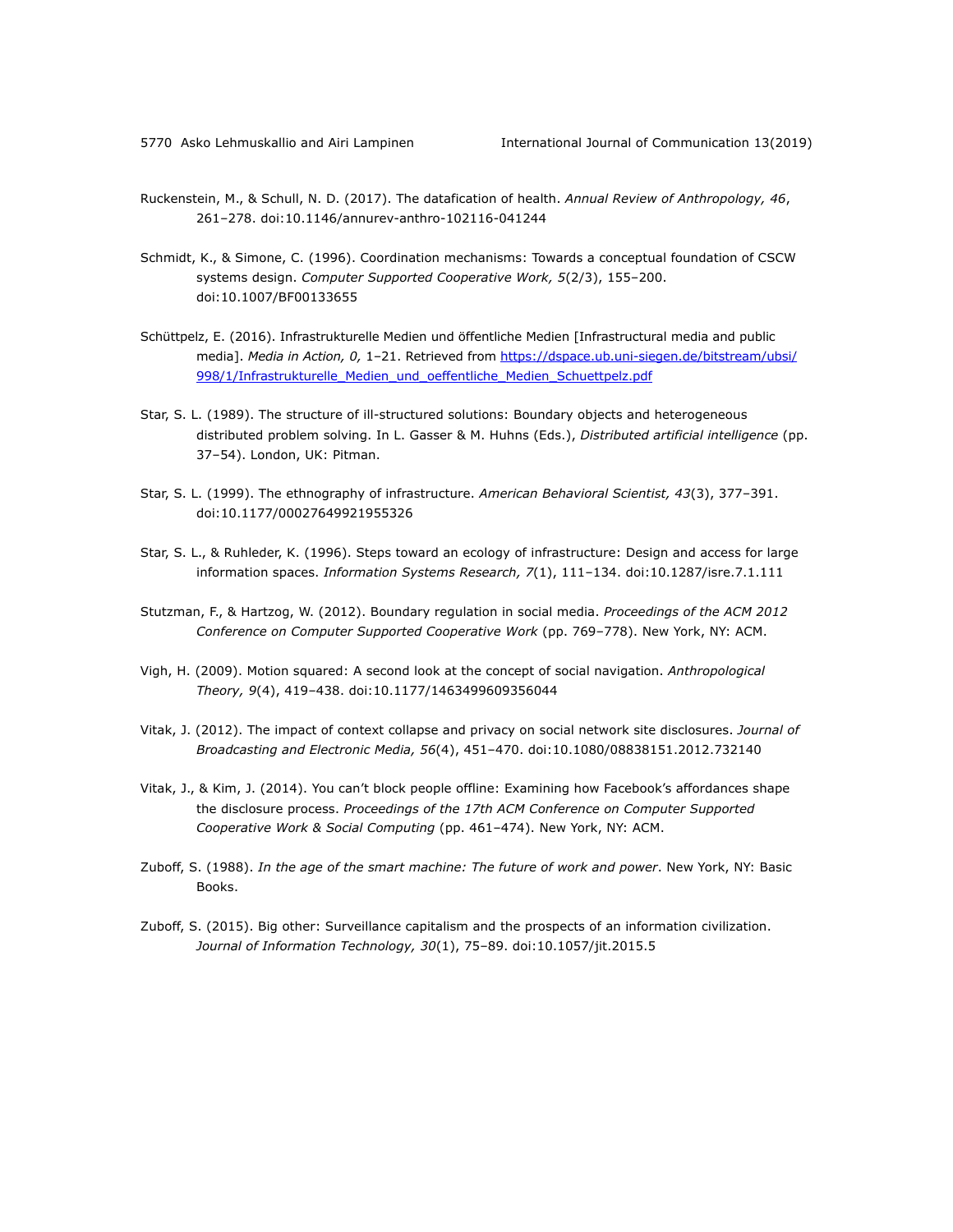Ruckenstein, M., & Schull, N. D. (2017). The datafication of health. *Annual Review of Anthropology, 46*, 261–278. doi:10.1146/annurev-anthro-102116-041244

Schmidt, K., & Simone, C. (1996). Coordination mechanisms: Towards a conceptual foundation of CSCW systems design. *Computer Supported Cooperative Work, 5*(2/3), 155–200. doi:10.1007/BF00133655

Schüttpelz, E. (2016). Infrastrukturelle Medien und öffentliche Medien [Infrastructural media and public media]. *Media in Action, 0,* 1–21. Retrieved from https://dspace.ub.uni-siegen.de/bitstream/ubsi/998/1/Infrastrukturelle_Medien_und_oeffentliche_Medien_Schuettpelz.pdf

Star, S. L. (1989). The structure of ill-structured solutions: Boundary objects and heterogeneous distributed problem solving. In L. Gasser & M. Huhns (Eds.), *Distributed artificial intelligence* (pp. 37–54). London, UK: Pitman.

Star, S. L. (1999). The ethnography of infrastructure. *American Behavioral Scientist, 43*(3), 377–391. doi:10.1177/00027649921955326

Star, S. L., & Ruhleder, K. (1996). Steps toward an ecology of infrastructure: Design and access for large information spaces. *Information Systems Research, 7*(1), 111–134. doi:10.1287/isre.7.1.111

Stutzman, F., & Hartzog, W. (2012). Boundary regulation in social media. *Proceedings of the ACM 2012 Conference on Computer Supported Cooperative Work* (pp. 769–778). New York, NY: ACM.

Vigh, H. (2009). Motion squared: A second look at the concept of social navigation. *Anthropological Theory, 9*(4), 419–438. doi:10.1177/1463499609356044

Vitak, J. (2012). The impact of context collapse and privacy on social network site disclosures. *Journal of Broadcasting and Electronic Media, 56*(4), 451–470. doi:10.1080/08838151.2012.732140

Vitak, J., & Kim, J. (2014). You can't block people offline: Examining how Facebook's affordances shape the disclosure process. *Proceedings of the 17th ACM Conference on Computer Supported Cooperative Work & Social Computing* (pp. 461–474). New York, NY: ACM.

Zuboff, S. (1988). *In the age of the smart machine: The future of work and power*. New York, NY: Basic Books.

Zuboff, S. (2015). Big other: Surveillance capitalism and the prospects of an information civilization. *Journal of Information Technology, 30*(1), 75–89. doi:10.1057/jit.2015.5